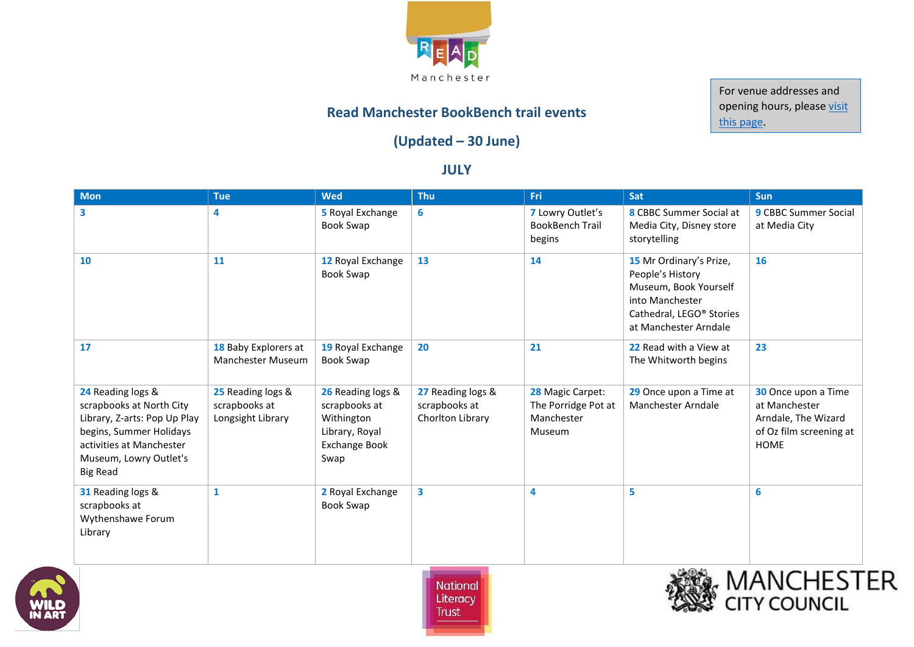# Read Manchester BookBench trail events

## (Updated – 30 June)

For venue addresses and opening hours, please visit this page.

### JULY

| Mon | Tue | Wed | Thu | Fri | Sat | Sun |
|---|---|---|---|---|---|---|
| 3 | 4 | 5 Royal Exchange Book Swap | 6 | 7 Lowry Outlet's BookBench Trail begins | 8 CBBC Summer Social at Media City, Disney store storytelling | 9 CBBC Summer Social at Media City |
| 10 | 11 | 12 Royal Exchange Book Swap | 13 | 14 | 15 Mr Ordinary's Prize, People's History Museum, Book Yourself into Manchester Cathedral, LEGO® Stories at Manchester Arndale | 16 |
| 17 | 18 Baby Explorers at Manchester Museum | 19 Royal Exchange Book Swap | 20 | 21 | 22 Read with a View at The Whitworth begins | 23 |
| 24 Reading logs & scrapbooks at North City Library, Z-arts: Pop Up Play begins, Summer Holidays activities at Manchester Museum, Lowry Outlet's Big Read | 25 Reading logs & scrapbooks at Longsight Library | 26 Reading logs & scrapbooks at Withington Library, Royal Exchange Book Swap | 27 Reading logs & scrapbooks at Chorlton Library | 28 Magic Carpet: The Porridge Pot at Manchester Museum | 29 Once upon a Time at Manchester Arndale | 30 Once upon a Time at Manchester Arndale, The Wizard of Oz film screening at HOME |
| 31 Reading logs & scrapbooks at Wythenshawe Forum Library | 1 | 2 Royal Exchange Book Swap | 3 | 4 | 5 | 6 |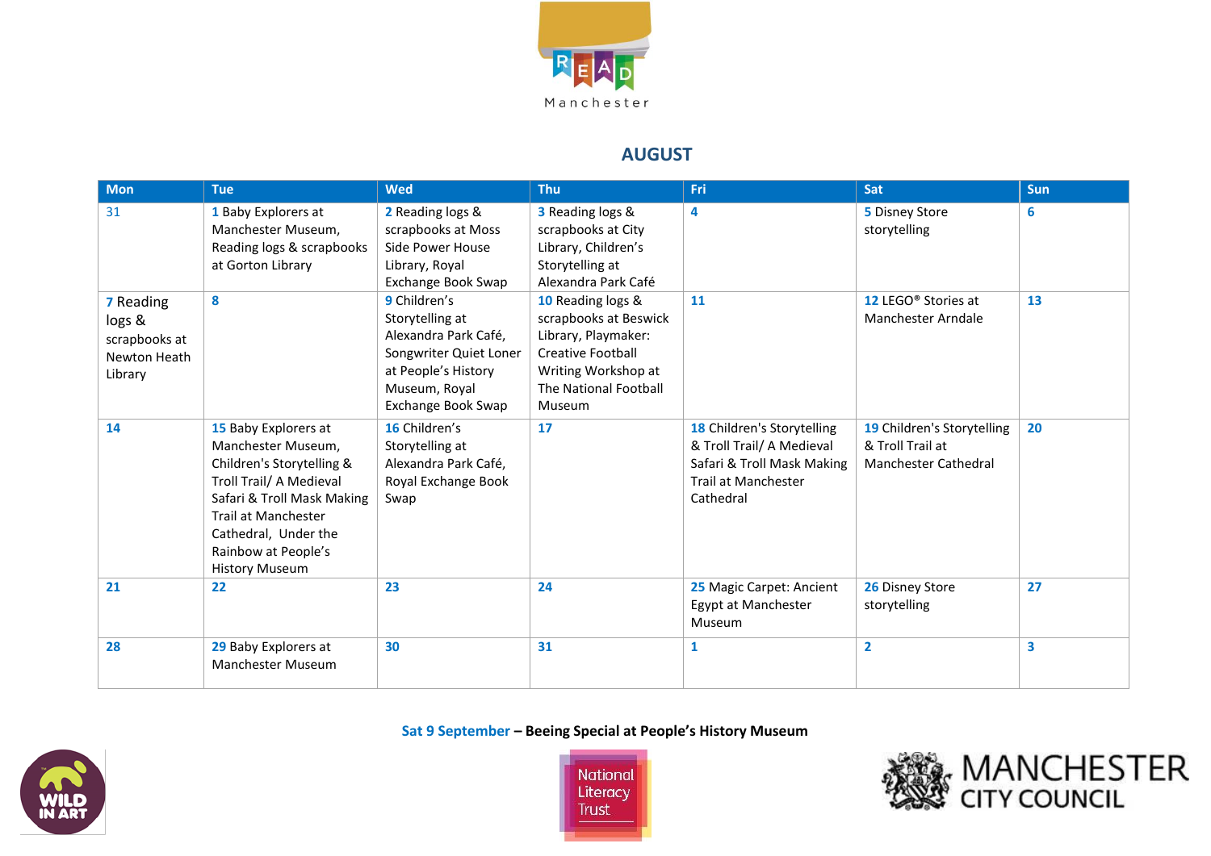READ Manchester

## AUGUST

| Mon | Tue | Wed | Thu | Fri | Sat | Sun |
|---|---|---|---|---|---|---|
| 31 | 1 Baby Explorers at Manchester Museum, Reading logs & scrapbooks at Gorton Library | 2 Reading logs & scrapbooks at Moss Side Power House Library, Royal Exchange Book Swap | 3 Reading logs & scrapbooks at City Library, Children's Storytelling at Alexandra Park Café | 4 | 5 Disney Store storytelling | 6 |
| 7 Reading logs & scrapbooks at Newton Heath Library | 8 | 9 Children's Storytelling at Alexandra Park Café, Songwriter Quiet Loner at People's History Museum, Royal Exchange Book Swap | 10 Reading logs & scrapbooks at Beswick Library, Playmaker: Creative Football Writing Workshop at The National Football Museum | 11 | 12 LEGO® Stories at Manchester Arndale | 13 |
| 14 | 15 Baby Explorers at Manchester Museum, Children's Storytelling & Troll Trail/ A Medieval Safari & Troll Mask Making Trail at Manchester Cathedral, Under the Rainbow at People's History Museum | 16 Children's Storytelling at Alexandra Park Café, Royal Exchange Book Swap | 17 | 18 Children's Storytelling & Troll Trail/ A Medieval Safari & Troll Mask Making Trail at Manchester Cathedral | 19 Children's Storytelling & Troll Trail at Manchester Cathedral | 20 |
| 21 | 22 | 23 | 24 | 25 Magic Carpet: Ancient Egypt at Manchester Museum | 26 Disney Store storytelling | 27 |
| 28 | 29 Baby Explorers at Manchester Museum | 30 | 31 | 1 | 2 | 3 |

**Sat 9 September – Beeing Special at People's History Museum**

WILD IN ART

National Literacy Trust

MANCHESTER CITY COUNCIL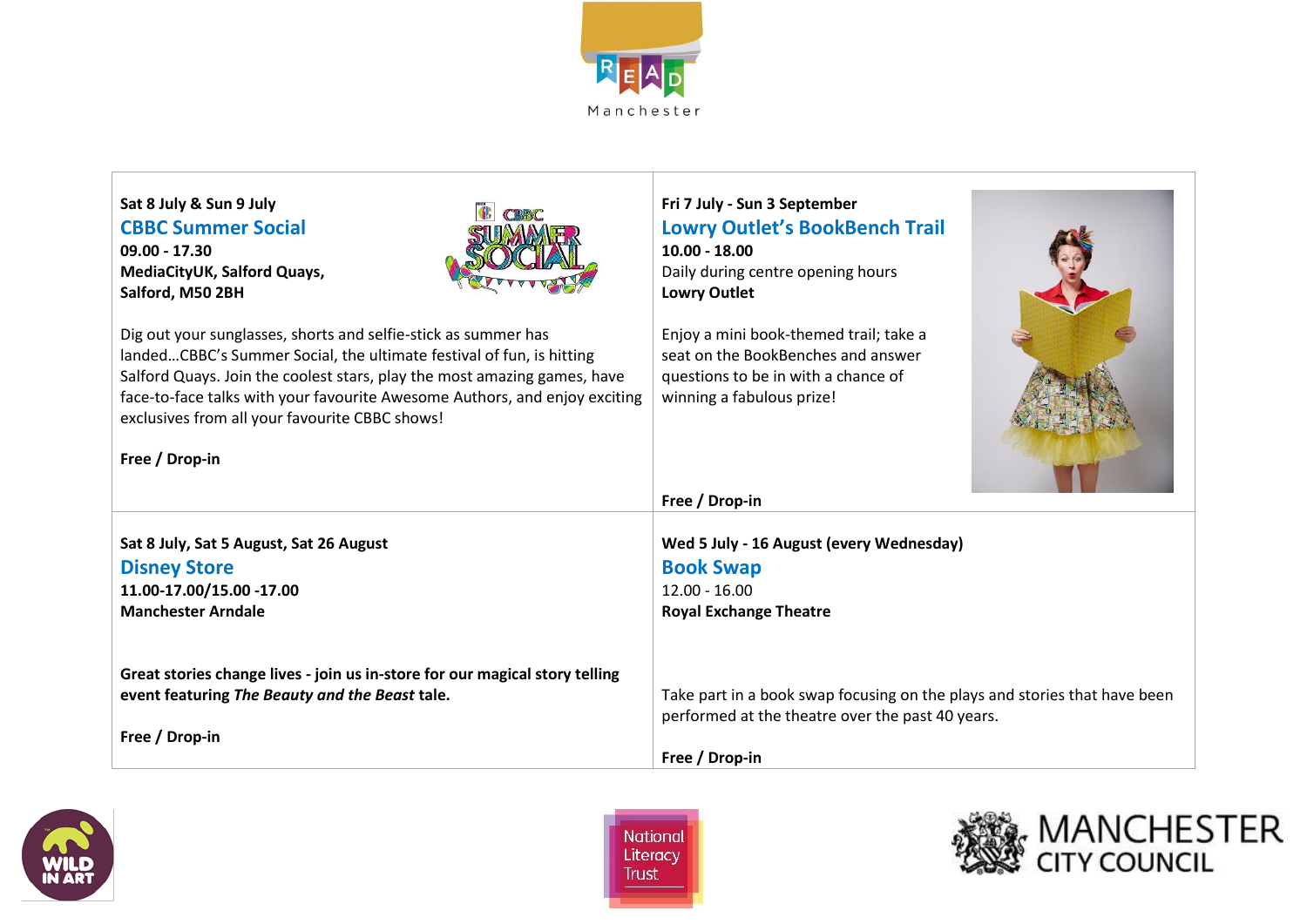**Sat 8 July & Sun 9 July**

### CBBC Summer Social

**09.00 - 17.30**
**MediaCityUK, Salford Quays, Salford, M50 2BH**

Dig out your sunglasses, shorts and selfie-stick as summer has landed…CBBC's Summer Social, the ultimate festival of fun, is hitting Salford Quays. Join the coolest stars, play the most amazing games, have face-to-face talks with your favourite Awesome Authors, and enjoy exciting exclusives from all your favourite CBBC shows!

**Free / Drop-in**

**Fri 7 July - Sun 3 September**

### Lowry Outlet's BookBench Trail

**10.00 - 18.00**
Daily during centre opening hours
**Lowry Outlet**

Enjoy a mini book-themed trail; take a seat on the BookBenches and answer questions to be in with a chance of winning a fabulous prize!

**Free / Drop-in**

**Sat 8 July, Sat 5 August, Sat 26 August**

### Disney Store

**11.00-17.00/15.00 -17.00**
**Manchester Arndale**

**Great stories change lives - join us in-store for our magical story telling event featuring *The Beauty and the Beast* tale.**

**Free / Drop-in**

**Wed 5 July - 16 August (every Wednesday)**

### Book Swap

12.00 - 16.00
**Royal Exchange Theatre**

Take part in a book swap focusing on the plays and stories that have been performed at the theatre over the past 40 years.

**Free / Drop-in**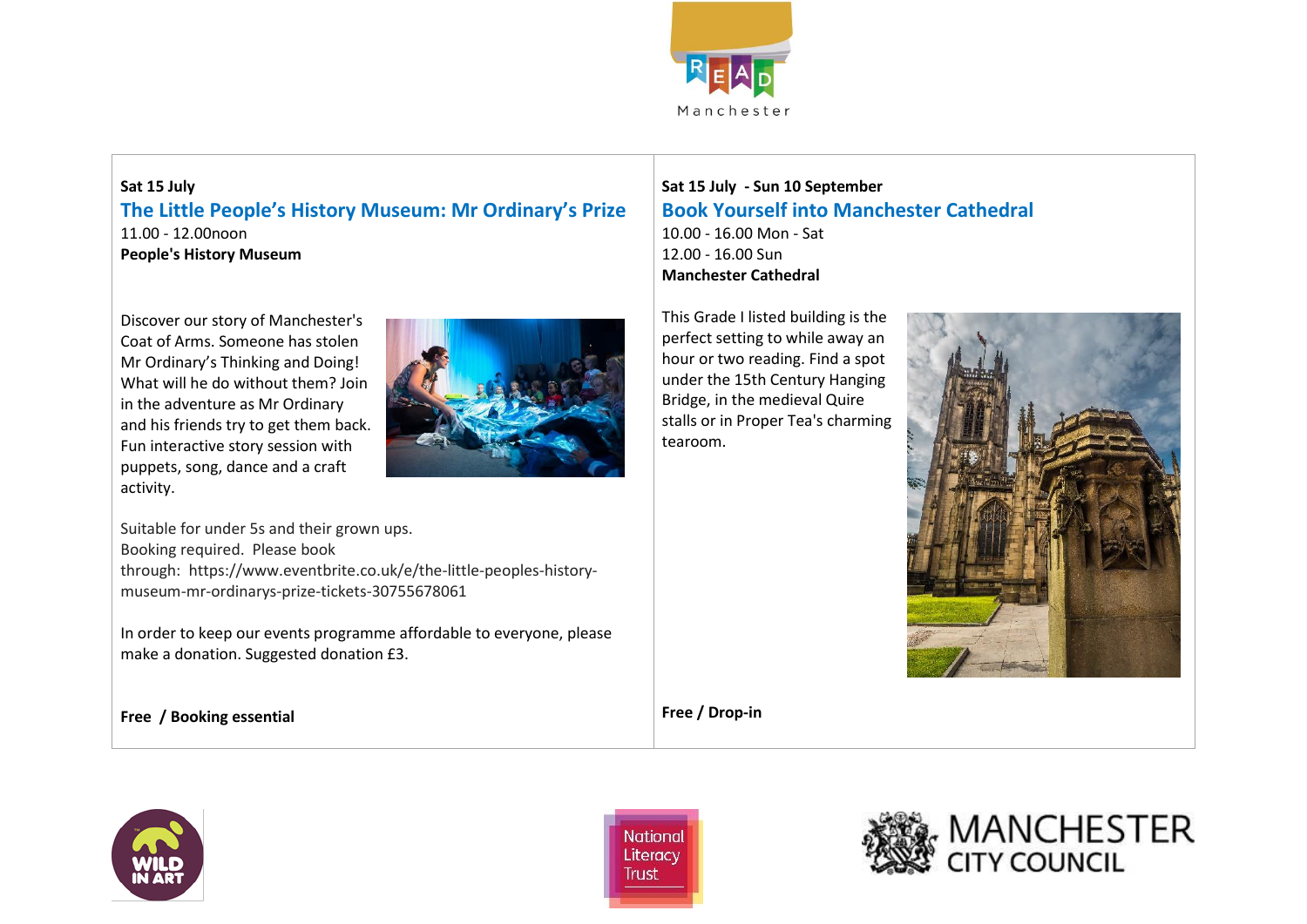**Sat 15 July**

## The Little People's History Museum: Mr Ordinary's Prize

11.00 - 12.00noon

**People's History Museum**

Discover our story of Manchester's Coat of Arms. Someone has stolen Mr Ordinary's Thinking and Doing! What will he do without them? Join in the adventure as Mr Ordinary and his friends try to get them back. Fun interactive story session with puppets, song, dance and a craft activity.

Suitable for under 5s and their grown ups.
Booking required. Please book through: https://www.eventbrite.co.uk/e/the-little-peoples-history-museum-mr-ordinarys-prize-tickets-30755678061

In order to keep our events programme affordable to everyone, please make a donation. Suggested donation £3.

**Free / Booking essential**

**Sat 15 July - Sun 10 September**

## Book Yourself into Manchester Cathedral

10.00 - 16.00 Mon - Sat
12.00 - 16.00 Sun

**Manchester Cathedral**

This Grade I listed building is the perfect setting to while away an hour or two reading. Find a spot under the 15th Century Hanging Bridge, in the medieval Quire stalls or in Proper Tea's charming tearoom.

**Free / Drop-in**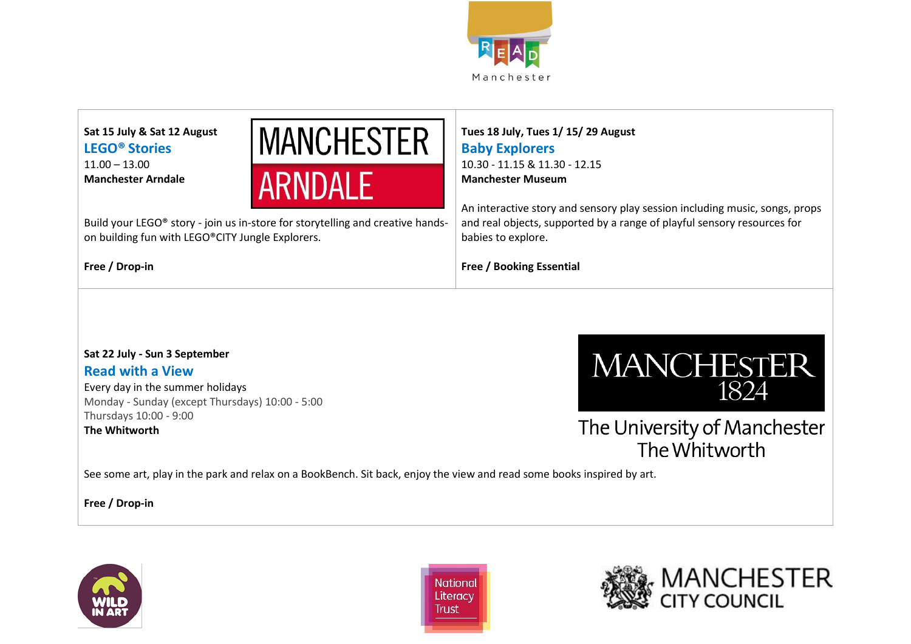**Sat 15 July & Sat 12 August**

### LEGO® Stories

11.00 – 13.00

**Manchester Arndale**

Build your LEGO® story - join us in-store for storytelling and creative hands-on building fun with LEGO®CITY Jungle Explorers.

**Free / Drop-in**

**Tues 18 July, Tues 1/ 15/ 29 August**

### Baby Explorers

10.30 - 11.15 & 11.30 - 12.15

**Manchester Museum**

An interactive story and sensory play session including music, songs, props and real objects, supported by a range of playful sensory resources for babies to explore.

**Free / Booking Essential**

**Sat 22 July - Sun 3 September**

### Read with a View

Every day in the summer holidays

Monday - Sunday (except Thursdays) 10:00 - 5:00

Thursdays 10:00 - 9:00

**The Whitworth**

See some art, play in the park and relax on a BookBench. Sit back, enjoy the view and read some books inspired by art.

**Free / Drop-in**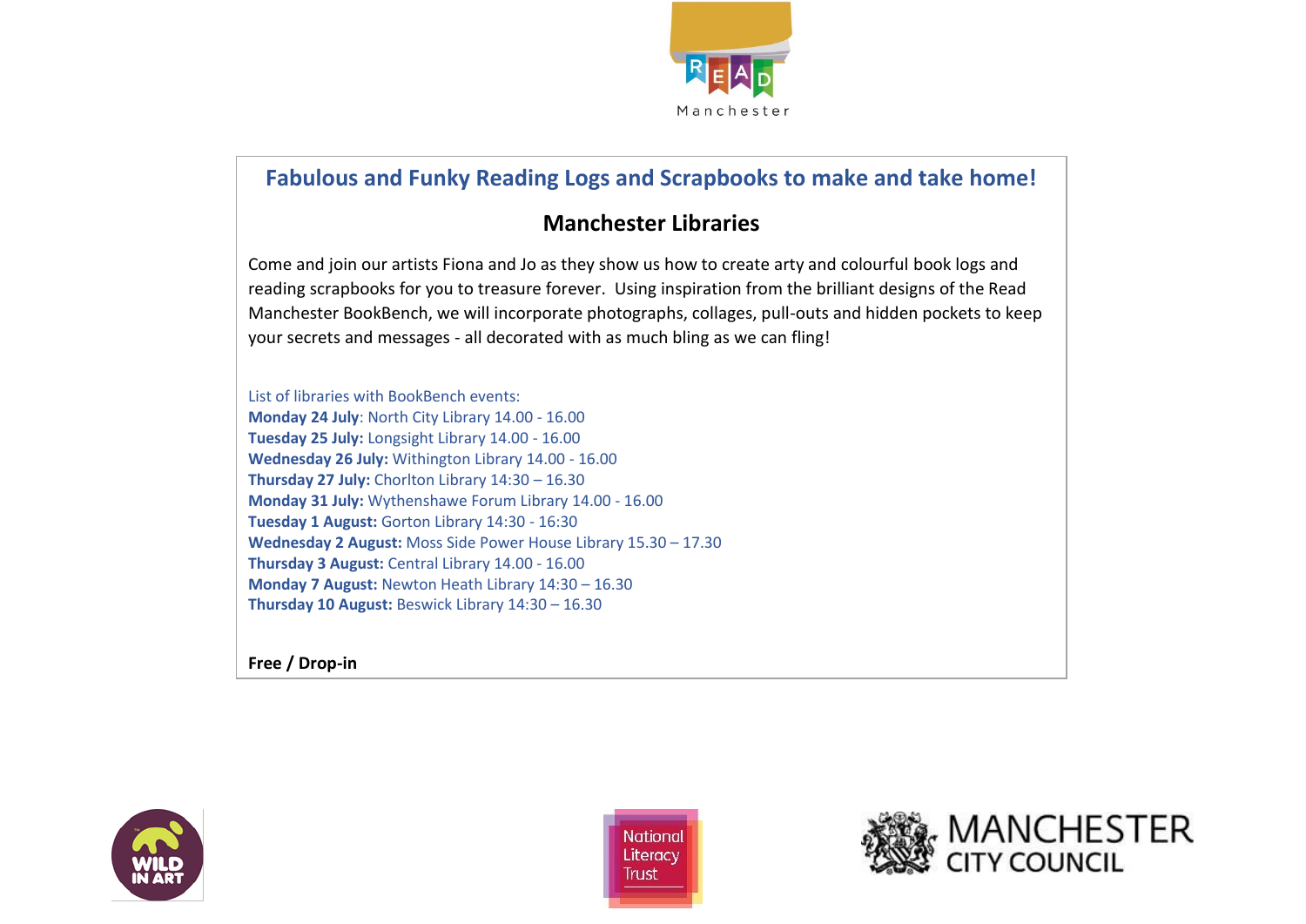## Fabulous and Funky Reading Logs and Scrapbooks to make and take home!

### Manchester Libraries

Come and join our artists Fiona and Jo as they show us how to create arty and colourful book logs and reading scrapbooks for you to treasure forever. Using inspiration from the brilliant designs of the Read Manchester BookBench, we will incorporate photographs, collages, pull-outs and hidden pockets to keep your secrets and messages - all decorated with as much bling as we can fling!

List of libraries with BookBench events:
**Monday 24 July**: North City Library 14.00 - 16.00
**Tuesday 25 July:** Longsight Library 14.00 - 16.00
**Wednesday 26 July:** Withington Library 14.00 - 16.00
**Thursday 27 July:** Chorlton Library 14:30 – 16.30
**Monday 31 July:** Wythenshawe Forum Library 14.00 - 16.00
**Tuesday 1 August:** Gorton Library 14:30 - 16:30
**Wednesday 2 August:** Moss Side Power House Library 15.30 – 17.30
**Thursday 3 August:** Central Library 14.00 - 16.00
**Monday 7 August:** Newton Heath Library 14:30 – 16.30
**Thursday 10 August:** Beswick Library 14:30 – 16.30

**Free / Drop-in**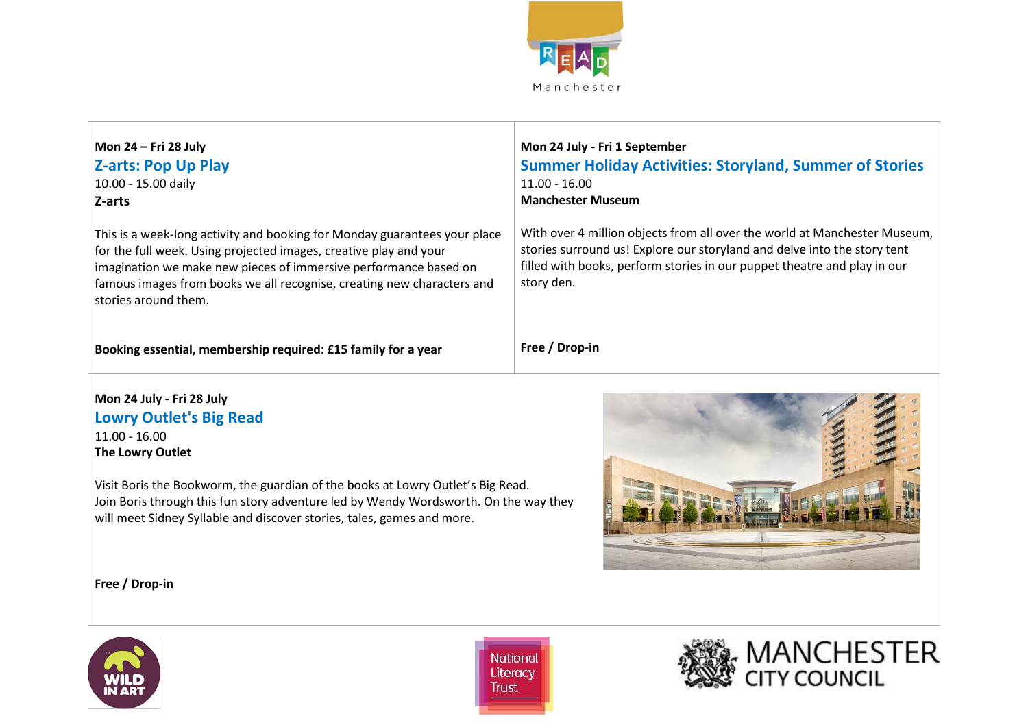**Mon 24 – Fri 28 July**

### Z-arts: Pop Up Play

10.00 - 15.00 daily

**Z-arts**

This is a week-long activity and booking for Monday guarantees your place for the full week. Using projected images, creative play and your imagination we make new pieces of immersive performance based on famous images from books we all recognise, creating new characters and stories around them.

**Booking essential, membership required: £15 family for a year**

**Mon 24 July - Fri 1 September**

### Summer Holiday Activities: Storyland, Summer of Stories

11.00 - 16.00

**Manchester Museum**

With over 4 million objects from all over the world at Manchester Museum, stories surround us! Explore our storyland and delve into the story tent filled with books, perform stories in our puppet theatre and play in our story den.

**Free / Drop-in**

**Mon 24 July - Fri 28 July**

### Lowry Outlet's Big Read

11.00 - 16.00

**The Lowry Outlet**

Visit Boris the Bookworm, the guardian of the books at Lowry Outlet's Big Read. Join Boris through this fun story adventure led by Wendy Wordsworth. On the way they will meet Sidney Syllable and discover stories, tales, games and more.

**Free / Drop-in**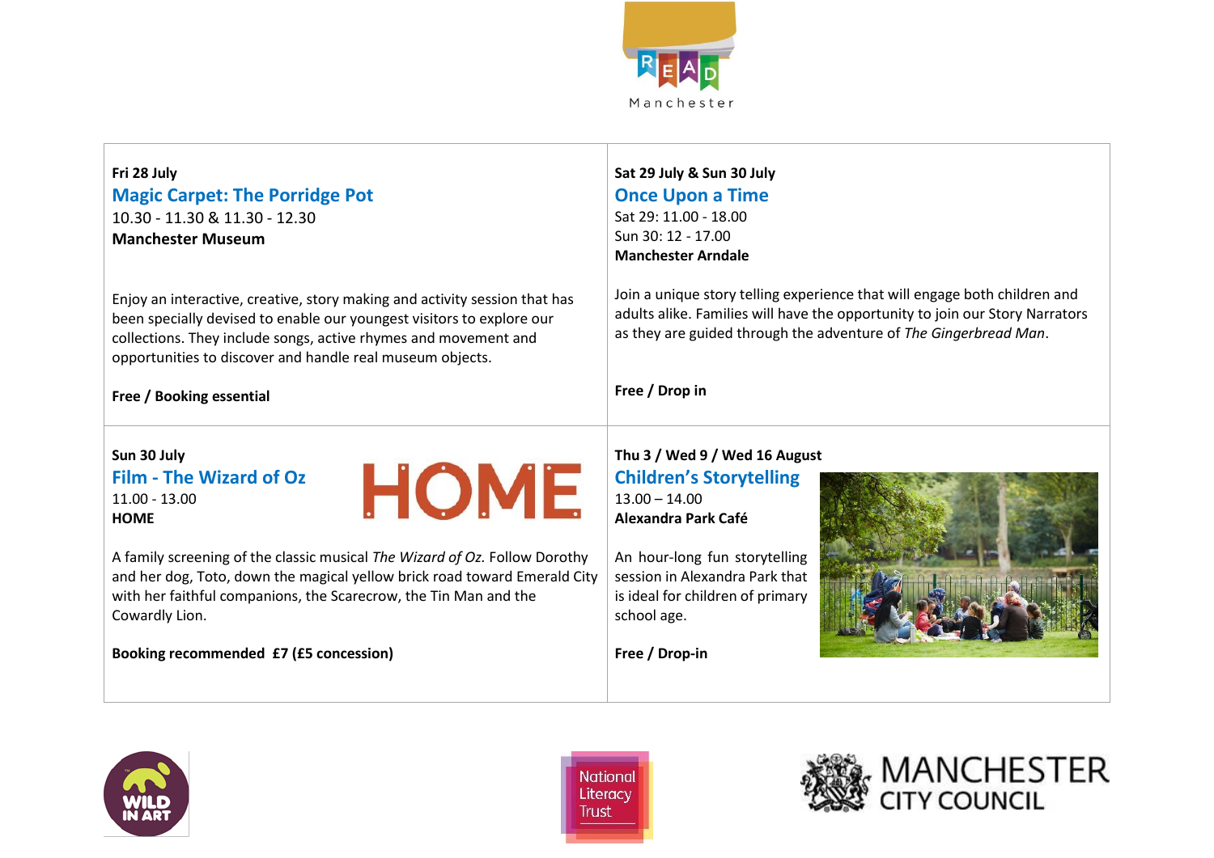**Fri 28 July**

### Magic Carpet: The Porridge Pot

10.30 - 11.30 & 11.30 - 12.30

**Manchester Museum**

Enjoy an interactive, creative, story making and activity session that has been specially devised to enable our youngest visitors to explore our collections. They include songs, active rhymes and movement and opportunities to discover and handle real museum objects.

**Free / Booking essential**

**Sat 29 July & Sun 30 July**

### Once Upon a Time

Sat 29: 11.00 - 18.00
Sun 30: 12 - 17.00

**Manchester Arndale**

Join a unique story telling experience that will engage both children and adults alike. Families will have the opportunity to join our Story Narrators as they are guided through the adventure of *The Gingerbread Man*.

**Free / Drop in**

**Sun 30 July**

### Film - The Wizard of Oz

11.00 - 13.00

**HOME**

A family screening of the classic musical *The Wizard of Oz.* Follow Dorothy and her dog, Toto, down the magical yellow brick road toward Emerald City with her faithful companions, the Scarecrow, the Tin Man and the Cowardly Lion.

**Booking recommended £7 (£5 concession)**

**Thu 3 / Wed 9 / Wed 16 August**

### Children's Storytelling

13.00 – 14.00

**Alexandra Park Café**

An hour-long fun storytelling session in Alexandra Park that is ideal for children of primary school age.

**Free / Drop-in**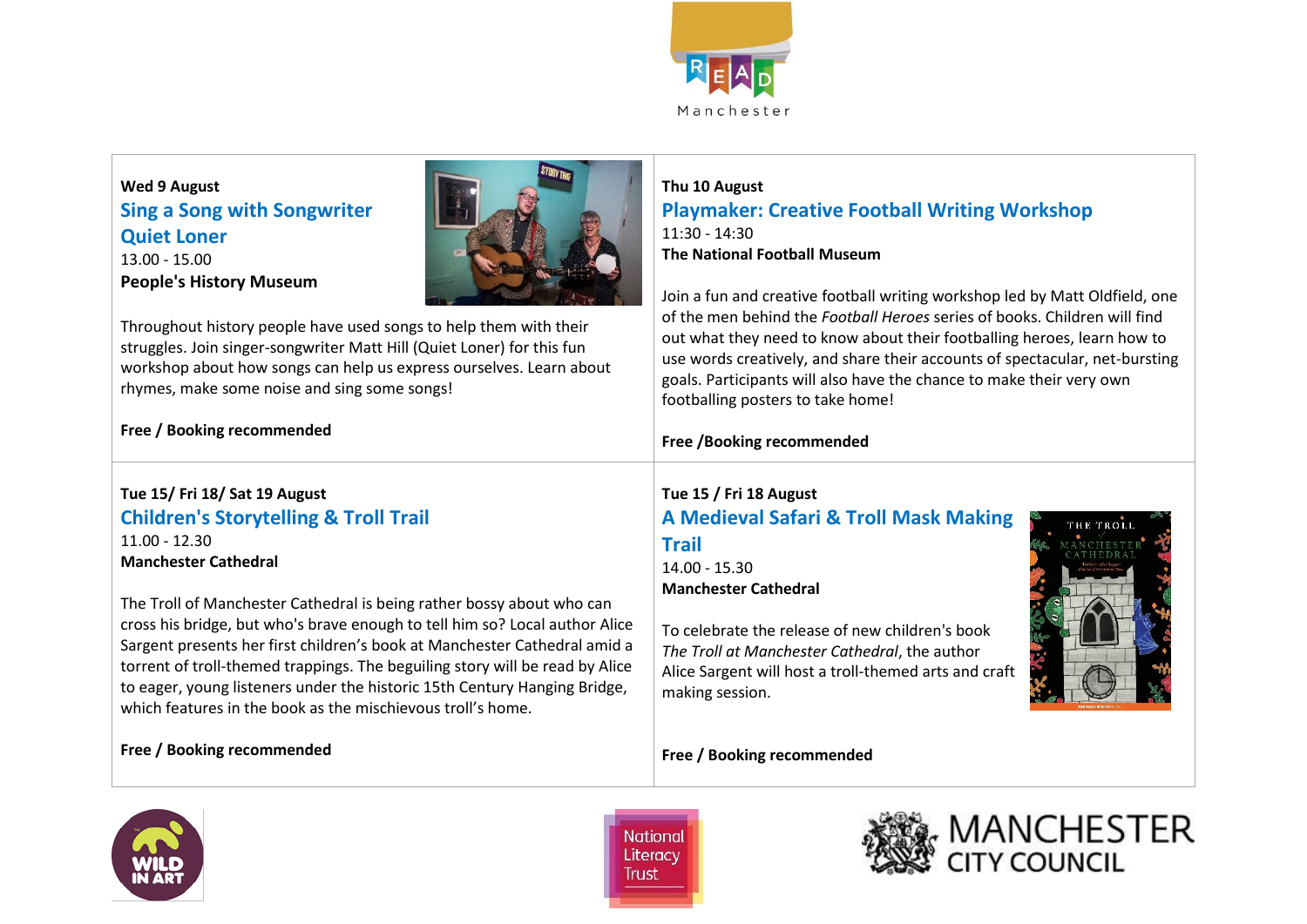**Wed 9 August**

### Sing a Song with Songwriter Quiet Loner

13.00 - 15.00

**People's History Museum**

Throughout history people have used songs to help them with their struggles. Join singer-songwriter Matt Hill (Quiet Loner) for this fun workshop about how songs can help us express ourselves. Learn about rhymes, make some noise and sing some songs!

**Free / Booking recommended**

**Thu 10 August**

### Playmaker: Creative Football Writing Workshop

11:30 - 14:30

**The National Football Museum**

Join a fun and creative football writing workshop led by Matt Oldfield, one of the men behind the *Football Heroes* series of books. Children will find out what they need to know about their footballing heroes, learn how to use words creatively, and share their accounts of spectacular, net-bursting goals. Participants will also have the chance to make their very own footballing posters to take home!

**Free /Booking recommended**

**Tue 15/ Fri 18/ Sat 19 August**

### Children's Storytelling & Troll Trail

11.00 - 12.30

**Manchester Cathedral**

The Troll of Manchester Cathedral is being rather bossy about who can cross his bridge, but who's brave enough to tell him so? Local author Alice Sargent presents her first children's book at Manchester Cathedral amid a torrent of troll-themed trappings. The beguiling story will be read by Alice to eager, young listeners under the historic 15th Century Hanging Bridge, which features in the book as the mischievous troll's home.

**Free / Booking recommended**

**Tue 15 / Fri 18 August**

### A Medieval Safari & Troll Mask Making Trail

14.00 - 15.30

**Manchester Cathedral**

To celebrate the release of new children's book *The Troll at Manchester Cathedral*, the author Alice Sargent will host a troll-themed arts and craft making session.

**Free / Booking recommended**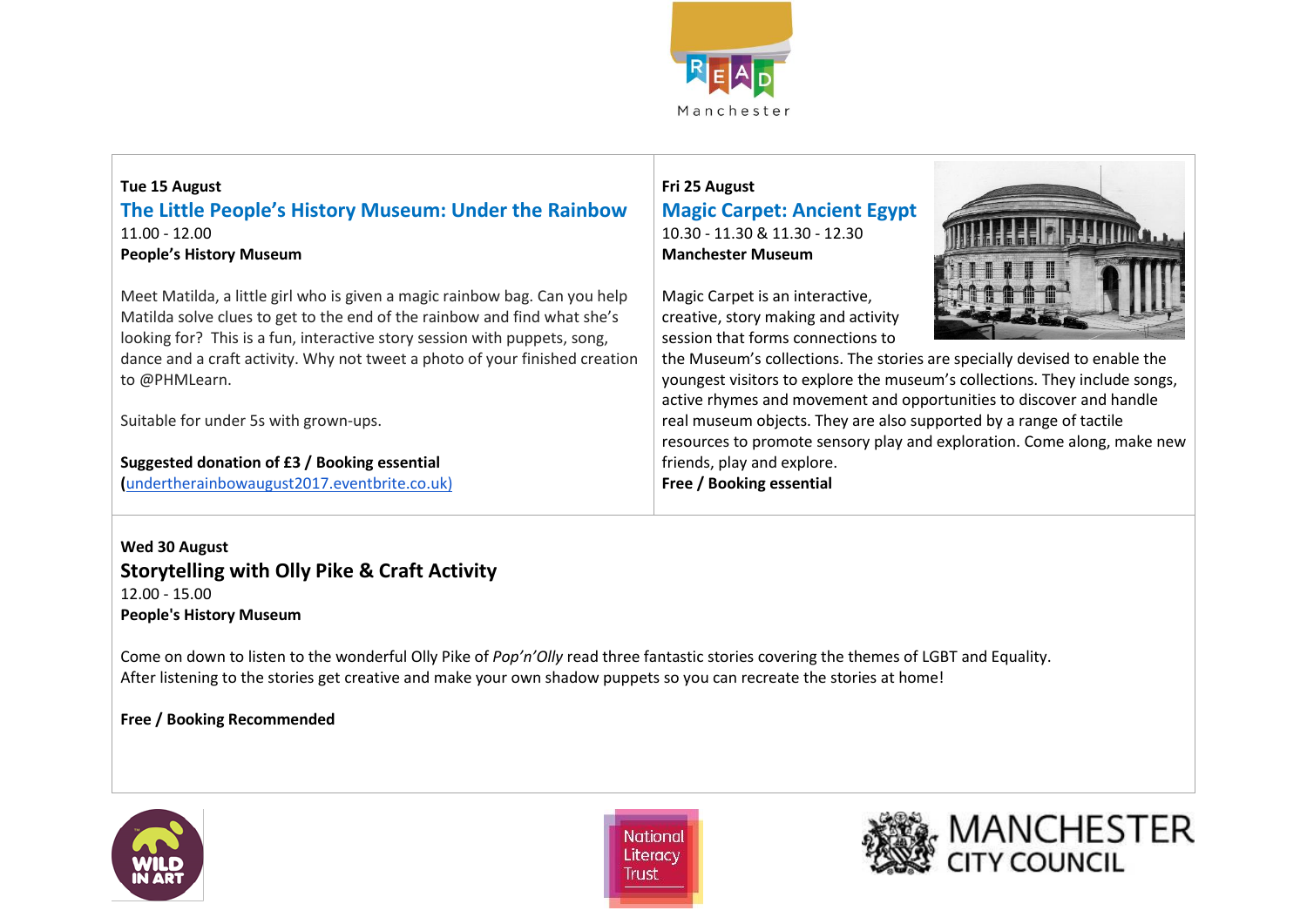**Tue 15 August**

### The Little People's History Museum: Under the Rainbow

11.00 - 12.00

**People's History Museum**

Meet Matilda, a little girl who is given a magic rainbow bag. Can you help Matilda solve clues to get to the end of the rainbow and find what she's looking for? This is a fun, interactive story session with puppets, song, dance and a craft activity. Why not tweet a photo of your finished creation to @PHMLearn.

Suitable for under 5s with grown-ups.

**Suggested donation of £3 / Booking essential**
**(**undertherainbowaugust2017.eventbrite.co.uk)

**Fri 25 August**

### Magic Carpet: Ancient Egypt

10.30 - 11.30 & 11.30 - 12.30

**Manchester Museum**

Magic Carpet is an interactive, creative, story making and activity session that forms connections to the Museum's collections. The stories are specially devised to enable the youngest visitors to explore the museum's collections. They include songs, active rhymes and movement and opportunities to discover and handle real museum objects. They are also supported by a range of tactile resources to promote sensory play and exploration. Come along, make new friends, play and explore.

**Free / Booking essential**

**Wed 30 August**

### Storytelling with Olly Pike & Craft Activity

12.00 - 15.00

**People's History Museum**

Come on down to listen to the wonderful Olly Pike of *Pop'n'Olly* read three fantastic stories covering the themes of LGBT and Equality.
After listening to the stories get creative and make your own shadow puppets so you can recreate the stories at home!

**Free / Booking Recommended**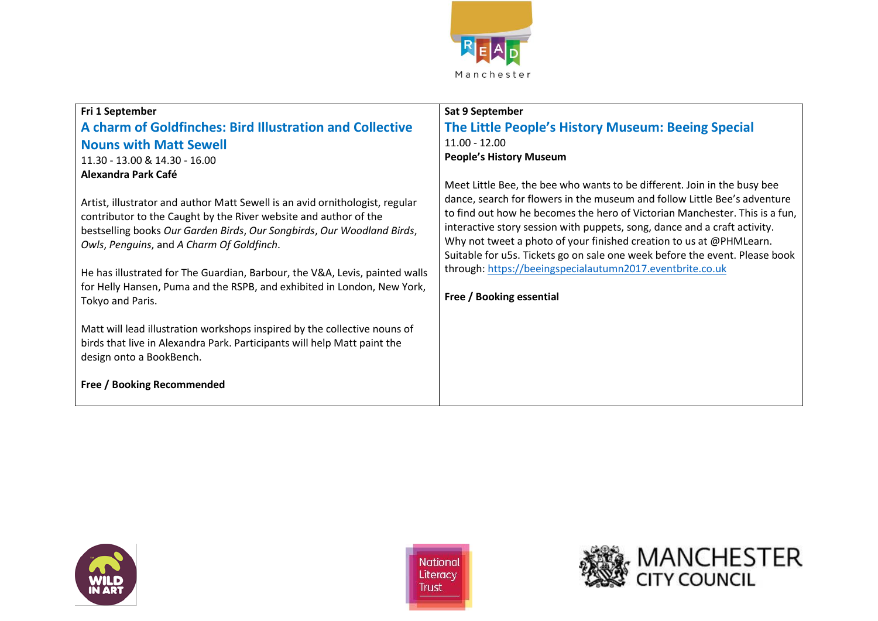**Fri 1 September**

### A charm of Goldfinches: Bird Illustration and Collective Nouns with Matt Sewell

11.30 - 13.00 & 14.30 - 16.00
**Alexandra Park Café**

Artist, illustrator and author Matt Sewell is an avid ornithologist, regular contributor to the Caught by the River website and author of the bestselling books *Our Garden Birds*, *Our Songbirds*, *Our Woodland Birds*, *Owls*, *Penguins*, and *A Charm Of Goldfinch*.

He has illustrated for The Guardian, Barbour, the V&A, Levis, painted walls for Helly Hansen, Puma and the RSPB, and exhibited in London, New York, Tokyo and Paris.

Matt will lead illustration workshops inspired by the collective nouns of birds that live in Alexandra Park. Participants will help Matt paint the design onto a BookBench.

**Free / Booking Recommended**

**Sat 9 September**

### The Little People's History Museum: Beeing Special

11.00 - 12.00
**People's History Museum**

Meet Little Bee, the bee who wants to be different. Join in the busy bee dance, search for flowers in the museum and follow Little Bee's adventure to find out how he becomes the hero of Victorian Manchester. This is a fun, interactive story session with puppets, song, dance and a craft activity. Why not tweet a photo of your finished creation to us at @PHMLearn. Suitable for u5s. Tickets go on sale one week before the event. Please book through: https://beeingspecialautumn2017.eventbrite.co.uk

**Free / Booking essential**